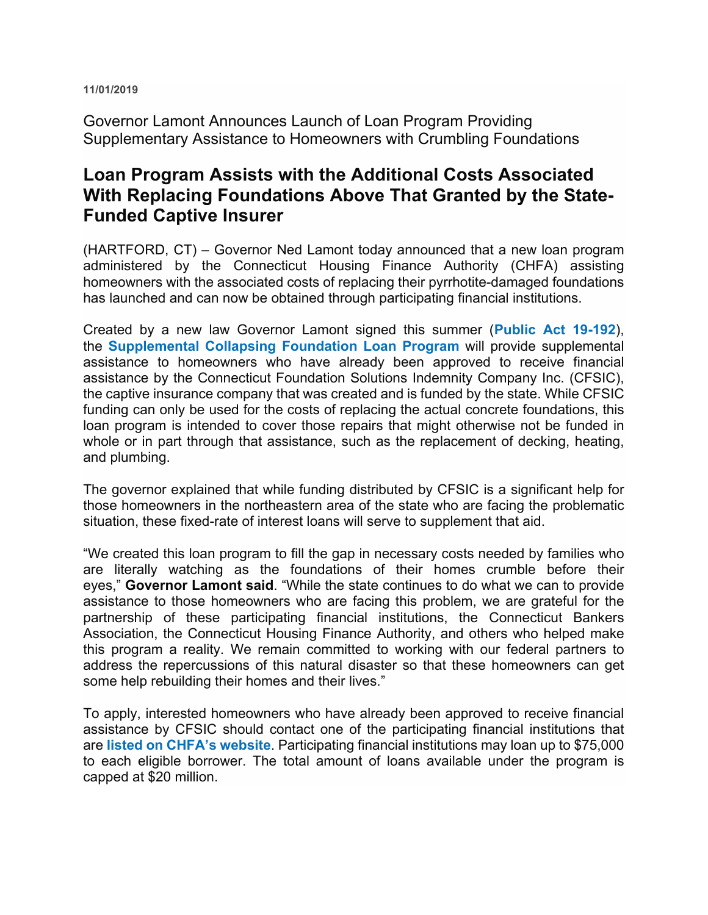11/01/2019

Governor Lamont Announces Launch of Loan Program Providing Supplementary Assistance to Homeowners with Crumbling Foundations

## Loan Program Assists with the Additional Costs Associated With Replacing Foundations Above That Granted by the State-Funded Captive Insurer

(HARTFORD, CT) – Governor Ned Lamont today announced that a new loan program administered by the Connecticut Housing Finance Authority (CHFA) assisting homeowners with the associated costs of replacing their pyrrhotite-damaged foundations has launched and can now be obtained through participating financial institutions.

Created by a new law Governor Lamont signed this summer (**Public Act 19-192**), the **Supplemental Collapsing Foundation Loan Program** will provide supplemental assistance to homeowners who have already been approved to receive financial assistance by the Connecticut Foundation Solutions Indemnity Company Inc. (CFSIC), the captive insurance company that was created and is funded by the state. While CFSIC funding can only be used for the costs of replacing the actual concrete foundations, this loan program is intended to cover those repairs that might otherwise not be funded in whole or in part through that assistance, such as the replacement of decking, heating, and plumbing.

The governor explained that while funding distributed by CFSIC is a significant help for those homeowners in the northeastern area of the state who are facing the problematic situation, these fixed-rate of interest loans will serve to supplement that aid.

"We created this loan program to fill the gap in necessary costs needed by families who are literally watching as the foundations of their homes crumble before their eyes," **Governor Lamont said**. "While the state continues to do what we can to provide assistance to those homeowners who are facing this problem, we are grateful for the partnership of these participating financial institutions, the Connecticut Bankers Association, the Connecticut Housing Finance Authority, and others who helped make this program a reality. We remain committed to working with our federal partners to address the repercussions of this natural disaster so that these homeowners can get some help rebuilding their homes and their lives."

To apply, interested homeowners who have already been approved to receive financial assistance by CFSIC should contact one of the participating financial institutions that are **listed on CHFA's website**. Participating financial institutions may loan up to $75,000 to each eligible borrower. The total amount of loans available under the program is capped at $20 million.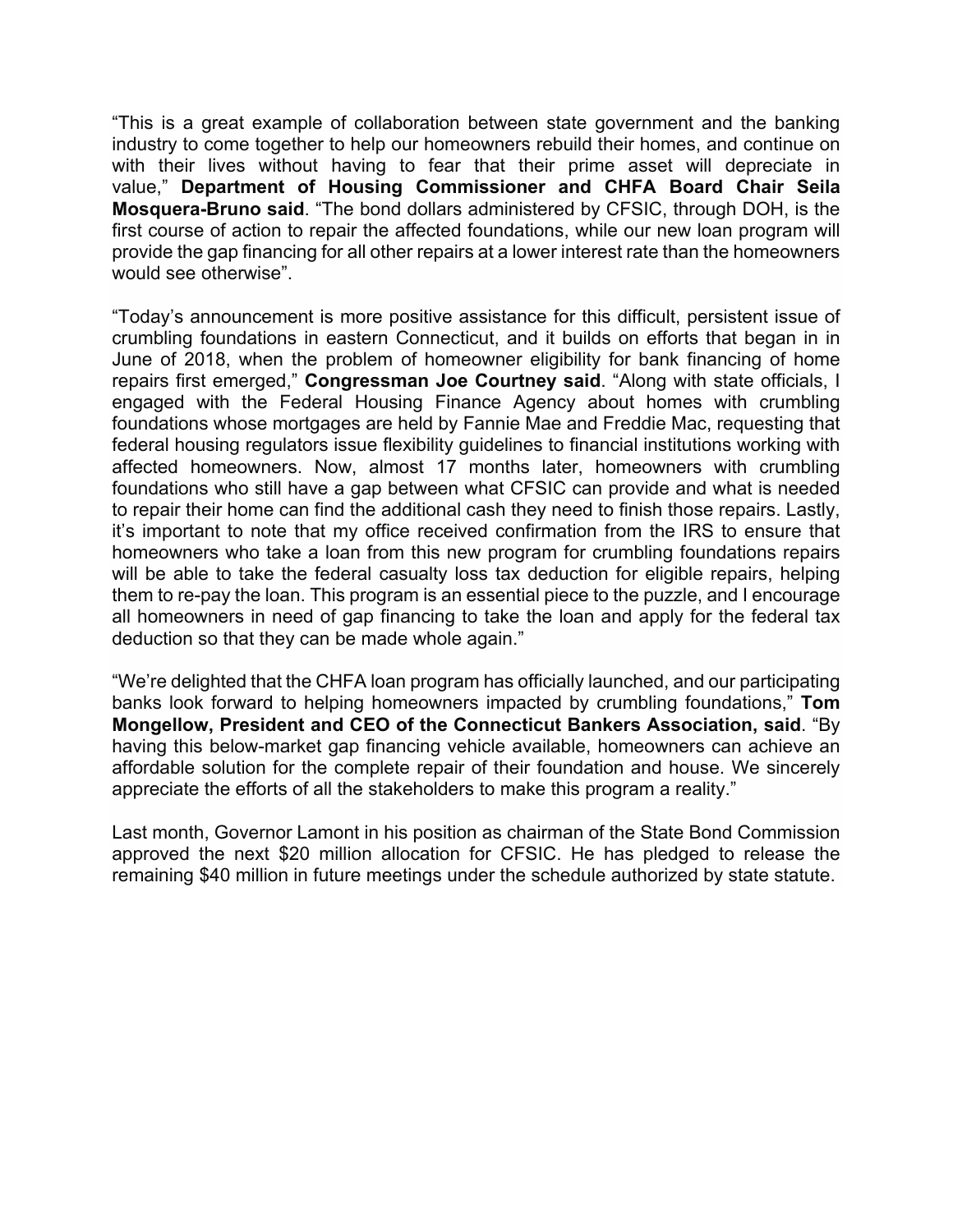"This is a great example of collaboration between state government and the banking industry to come together to help our homeowners rebuild their homes, and continue on with their lives without having to fear that their prime asset will depreciate in value," **Department of Housing Commissioner and CHFA Board Chair Seila Mosquera-Bruno said**. "The bond dollars administered by CFSIC, through DOH, is the first course of action to repair the affected foundations, while our new loan program will provide the gap financing for all other repairs at a lower interest rate than the homeowners would see otherwise".

"Today's announcement is more positive assistance for this difficult, persistent issue of crumbling foundations in eastern Connecticut, and it builds on efforts that began in in June of 2018, when the problem of homeowner eligibility for bank financing of home repairs first emerged," **Congressman Joe Courtney said**. "Along with state officials, I engaged with the Federal Housing Finance Agency about homes with crumbling foundations whose mortgages are held by Fannie Mae and Freddie Mac, requesting that federal housing regulators issue flexibility guidelines to financial institutions working with affected homeowners. Now, almost 17 months later, homeowners with crumbling foundations who still have a gap between what CFSIC can provide and what is needed to repair their home can find the additional cash they need to finish those repairs. Lastly, it's important to note that my office received confirmation from the IRS to ensure that homeowners who take a loan from this new program for crumbling foundations repairs will be able to take the federal casualty loss tax deduction for eligible repairs, helping them to re-pay the loan. This program is an essential piece to the puzzle, and I encourage all homeowners in need of gap financing to take the loan and apply for the federal tax deduction so that they can be made whole again."

"We're delighted that the CHFA loan program has officially launched, and our participating banks look forward to helping homeowners impacted by crumbling foundations," **Tom Mongellow, President and CEO of the Connecticut Bankers Association, said**. "By having this below-market gap financing vehicle available, homeowners can achieve an affordable solution for the complete repair of their foundation and house. We sincerely appreciate the efforts of all the stakeholders to make this program a reality."

Last month, Governor Lamont in his position as chairman of the State Bond Commission approved the next $20 million allocation for CFSIC. He has pledged to release the remaining $40 million in future meetings under the schedule authorized by state statute.